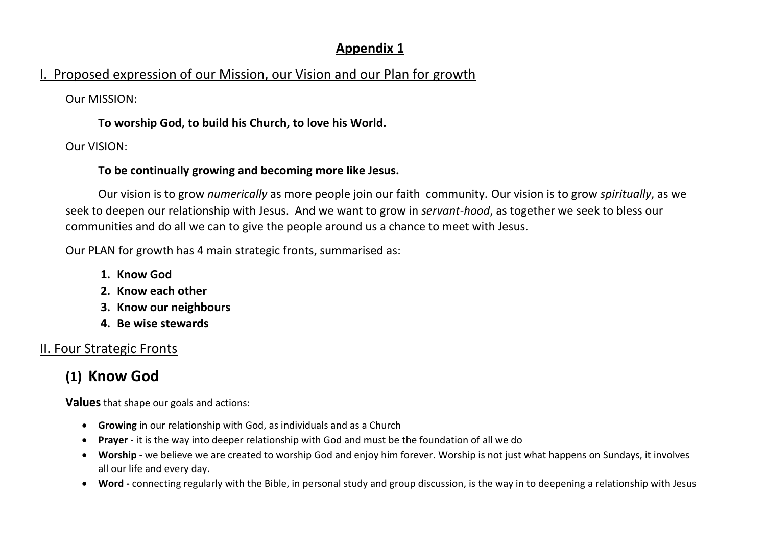# Appendix 1

## I. Proposed expression of our Mission, our Vision and our Plan for growth

Our MISSION:

**To worship God, to build his Church, to love his World.**

Our VISION:

**To be continually growing and becoming more like Jesus.**

Our vision is to grow *numerically* as more people join our faith community. Our vision is to grow *spiritually*, as we seek to deepen our relationship with Jesus. And we want to grow in *servant-hood*, as together we seek to bless our communities and do all we can to give the people around us a chance to meet with Jesus.

Our PLAN for growth has 4 main strategic fronts, summarised as:

1. **Know God**
2. **Know each other**
3. **Know our neighbours**
4. **Be wise stewards**

## II. Four Strategic Fronts

### (1) Know God

**Values** that shape our goals and actions:

- **Growing** in our relationship with God, as individuals and as a Church
- **Prayer** - it is the way into deeper relationship with God and must be the foundation of all we do
- **Worship** - we believe we are created to worship God and enjoy him forever. Worship is not just what happens on Sundays, it involves all our life and every day.
- **Word -** connecting regularly with the Bible, in personal study and group discussion, is the way in to deepening a relationship with Jesus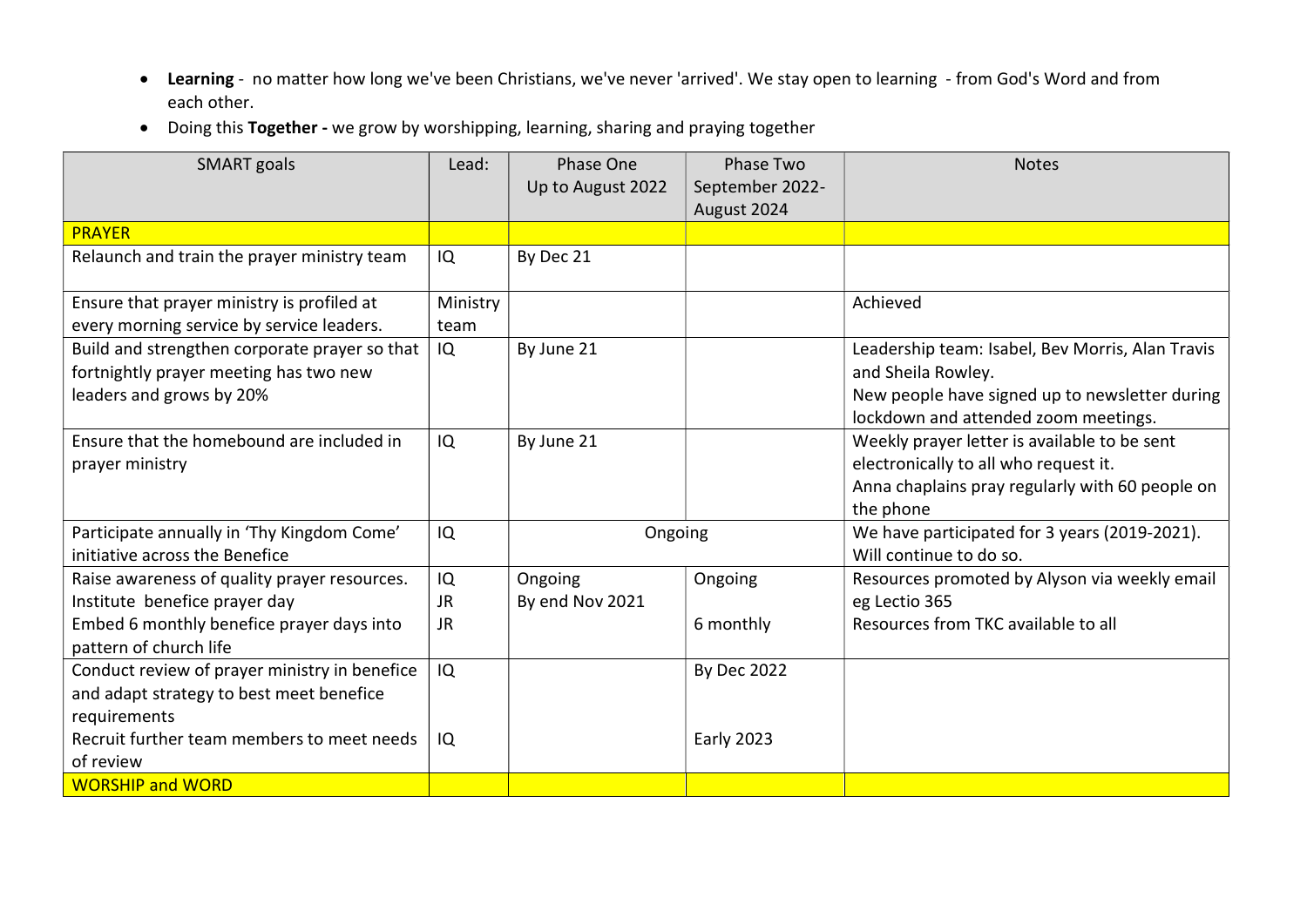- **Learning** - no matter how long we've been Christians, we've never 'arrived'. We stay open to learning - from God's Word and from each other.
- Doing this **Together -** we grow by worshipping, learning, sharing and praying together

| SMART goals | Lead: | Phase One<br>Up to August 2022 | Phase Two<br>September 2022-August 2024 | Notes |
|---|---|---|---|---|
| PRAYER | | | | |
| Relaunch and train the prayer ministry team | IQ | By Dec 21 | | |
| Ensure that prayer ministry is profiled at every morning service by service leaders. | Ministry team | | | Achieved |
| Build and strengthen corporate prayer so that fortnightly prayer meeting has two new leaders and grows by 20% | IQ | By June 21 | | Leadership team: Isabel, Bev Morris, Alan Travis and Sheila Rowley.<br>New people have signed up to newsletter during lockdown and attended zoom meetings. |
| Ensure that the homebound are included in prayer ministry | IQ | By June 21 | | Weekly prayer letter is available to be sent electronically to all who request it.<br>Anna chaplains pray regularly with 60 people on the phone |
| Participate annually in 'Thy Kingdom Come' initiative across the Benefice | IQ | Ongoing | | We have participated for 3 years (2019-2021). Will continue to do so. |
| Raise awareness of quality prayer resources.<br>Institute benefice prayer day<br>Embed 6 monthly benefice prayer days into pattern of church life | IQ<br>JR<br>JR | Ongoing<br>By end Nov 2021 | Ongoing<br><br>6 monthly | Resources promoted by Alyson via weekly email eg Lectio 365<br>Resources from TKC available to all |
| Conduct review of prayer ministry in benefice and adapt strategy to best meet benefice requirements<br>Recruit further team members to meet needs of review | IQ<br><br><br>IQ | | By Dec 2022<br><br><br>Early 2023 | |
| WORSHIP and WORD | | | | |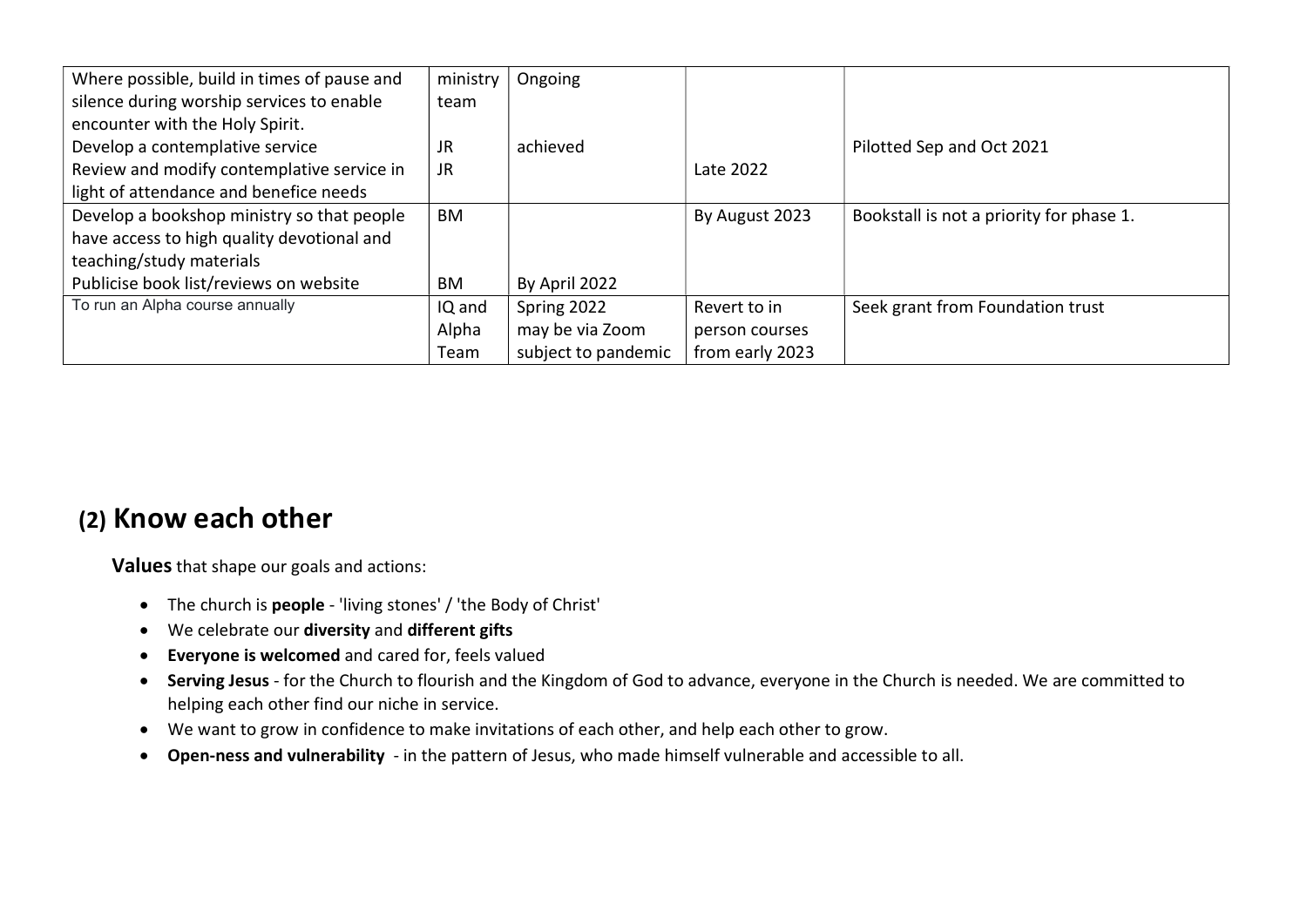| | | | | |
|---|---|---|---|---|
| Where possible, build in times of pause and silence during worship services to enable encounter with the Holy Spirit. | ministry team | Ongoing | | |
| Develop a contemplative service | JR | achieved | | Pilotted Sep and Oct 2021 |
| Review and modify contemplative service in light of attendance and benefice needs | JR | | Late 2022 | |
| Develop a bookshop ministry so that people have access to high quality devotional and teaching/study materials | BM | | By August 2023 | Bookstall is not a priority for phase 1. |
| Publicise book list/reviews on website | BM | By April 2022 | | |
| To run an Alpha course annually | IQ and Alpha Team | Spring 2022 may be via Zoom subject to pandemic | Revert to in person courses from early 2023 | Seek grant from Foundation trust |

## (2) Know each other

**Values** that shape our goals and actions:

- The church is **people** - 'living stones' / 'the Body of Christ'
- We celebrate our **diversity** and **different gifts**
- **Everyone is welcomed** and cared for, feels valued
- **Serving Jesus** - for the Church to flourish and the Kingdom of God to advance, everyone in the Church is needed. We are committed to helping each other find our niche in service.
- We want to grow in confidence to make invitations of each other, and help each other to grow.
- **Open-ness and vulnerability** - in the pattern of Jesus, who made himself vulnerable and accessible to all.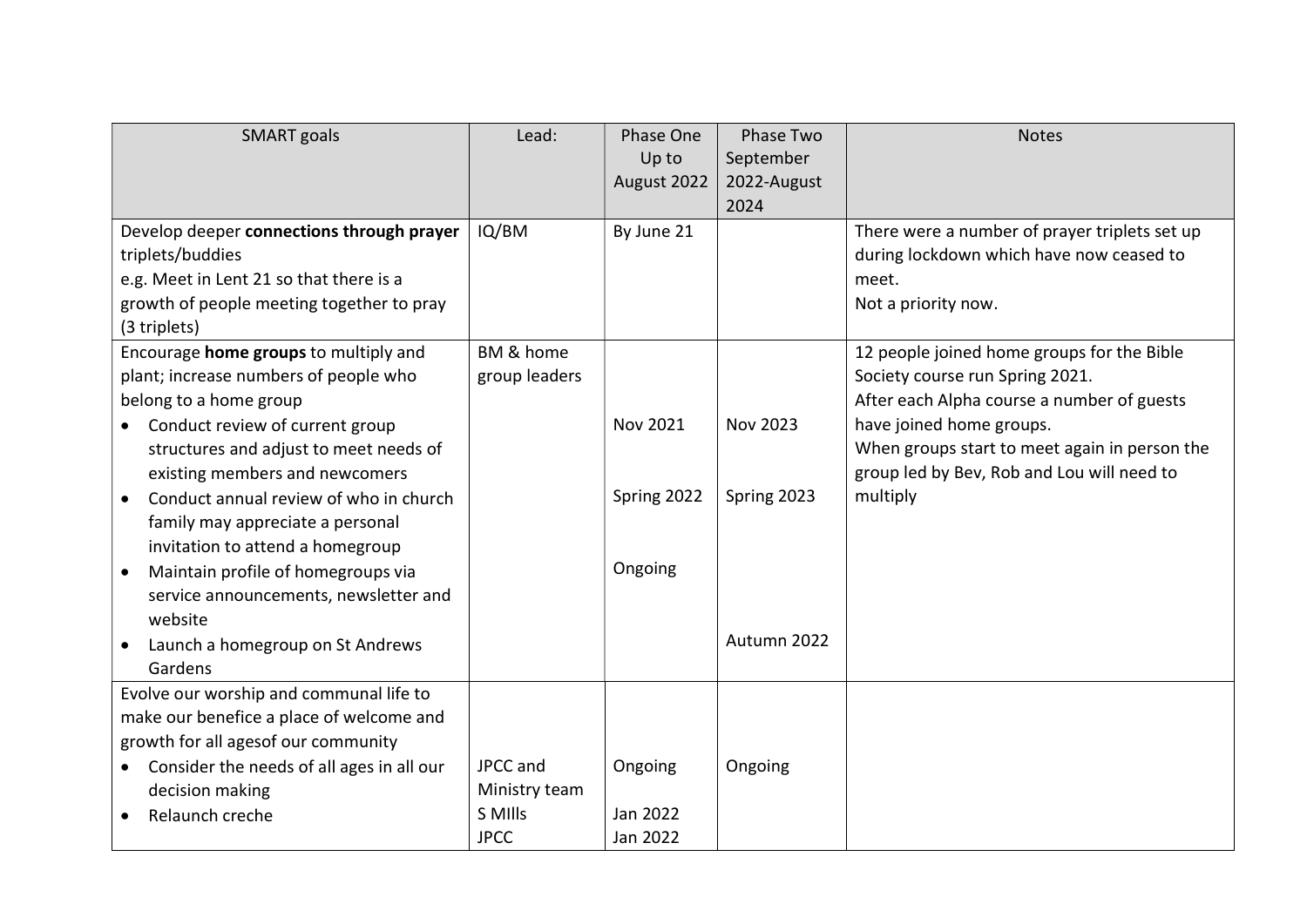| SMART goals | Lead: | Phase One Up to August 2022 | Phase Two September 2022-August 2024 | Notes |
|---|---|---|---|---|
| Develop deeper **connections through prayer** triplets/buddies<br>e.g. Meet in Lent 21 so that there is a growth of people meeting together to pray (3 triplets) | IQ/BM | By June 21 | | There were a number of prayer triplets set up during lockdown which have now ceased to meet.<br>Not a priority now. |
| Encourage **home groups** to multiply and plant; increase numbers of people who belong to a home group<br>• Conduct review of current group structures and adjust to meet needs of existing members and newcomers<br>• Conduct annual review of who in church family may appreciate a personal invitation to attend a homegroup<br>• Maintain profile of homegroups via service announcements, newsletter and website<br>• Launch a homegroup on St Andrews Gardens | BM & home group leaders | Nov 2021<br><br>Spring 2022<br><br>Ongoing | Nov 2023<br><br>Spring 2023<br><br><br><br>Autumn 2022 | 12 people joined home groups for the Bible Society course run Spring 2021.<br>After each Alpha course a number of guests have joined home groups.<br>When groups start to meet again in person the group led by Bev, Rob and Lou will need to multiply |
| Evolve our worship and communal life to make our benefice a place of welcome and growth for all agesof our community<br>• Consider the needs of all ages in all our decision making<br>• Relaunch creche | JPCC and Ministry team<br>S MIlls<br>JPCC | Ongoing<br><br>Jan 2022<br>Jan 2022 | Ongoing | |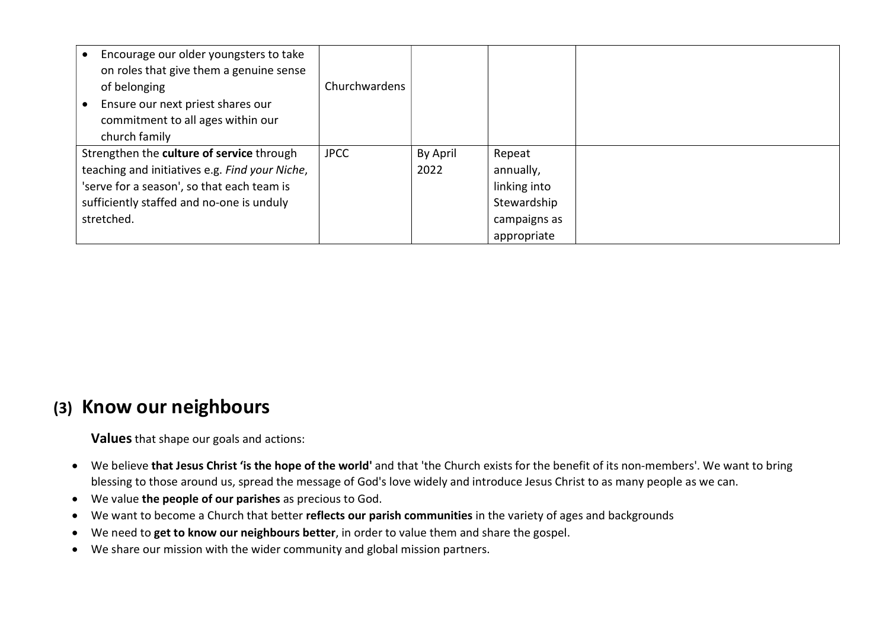| | | | | |
|---|---|---|---|---|
| • Encourage our older youngsters to take on roles that give them a genuine sense of belonging<br>• Ensure our next priest shares our commitment to all ages within our church family | Churchwardens | | | |
| Strengthen the **culture of service** through teaching and initiatives e.g. *Find your Niche*, 'serve for a season', so that each team is sufficiently staffed and no-one is unduly stretched. | JPCC | By April 2022 | Repeat annually, linking into Stewardship campaigns as appropriate | |

## (3) Know our neighbours

**Values** that shape our goals and actions:

- We believe **that Jesus Christ 'is the hope of the world'** and that 'the Church exists for the benefit of its non-members'. We want to bring blessing to those around us, spread the message of God's love widely and introduce Jesus Christ to as many people as we can.
- We value **the people of our parishes** as precious to God.
- We want to become a Church that better **reflects our parish communities** in the variety of ages and backgrounds
- We need to **get to know our neighbours better**, in order to value them and share the gospel.
- We share our mission with the wider community and global mission partners.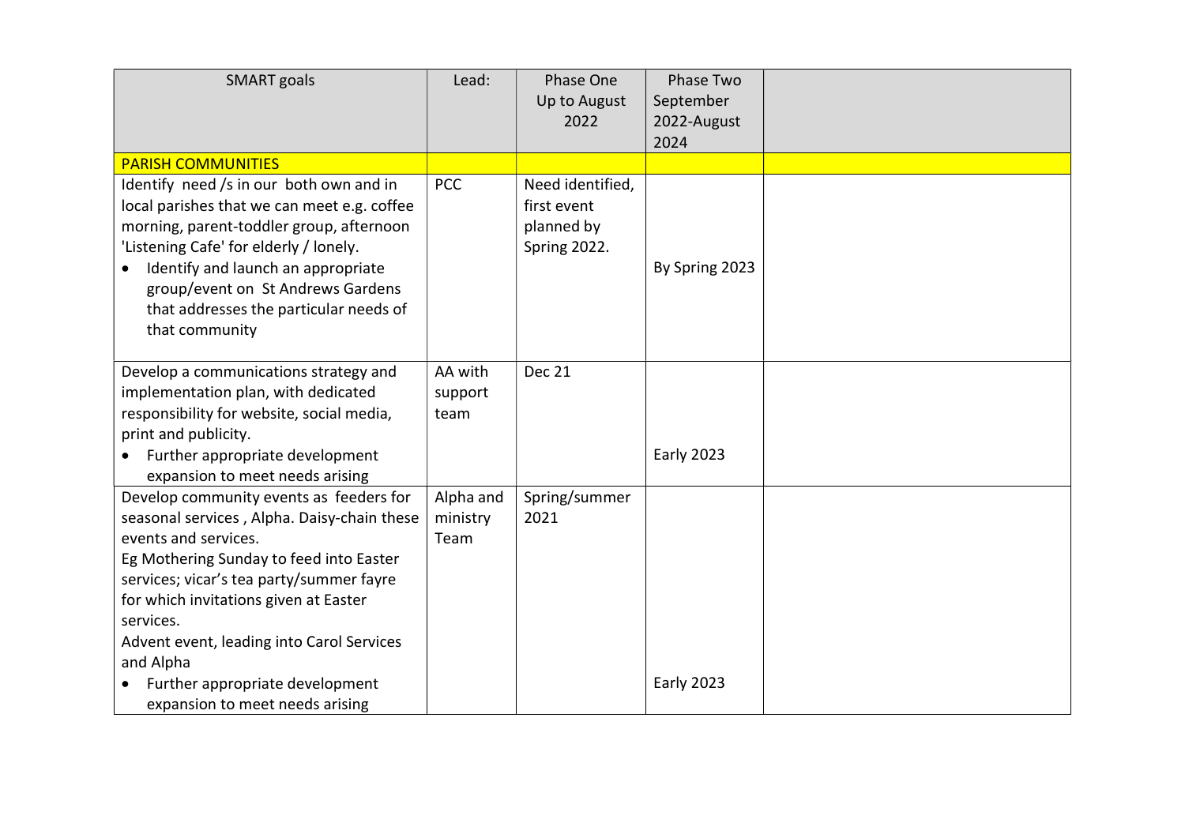| SMART goals | Lead: | Phase One Up to August 2022 | Phase Two September 2022-August 2024 | |
|---|---|---|---|---|
| PARISH COMMUNITIES | | | | |
| Identify need /s in our both own and in local parishes that we can meet e.g. coffee morning, parent-toddler group, afternoon 'Listening Cafe' for elderly / lonely.<br>• Identify and launch an appropriate group/event on St Andrews Gardens that addresses the particular needs of that community | PCC | Need identified, first event planned by Spring 2022. | By Spring 2023 | |
| Develop a communications strategy and implementation plan, with dedicated responsibility for website, social media, print and publicity.<br>• Further appropriate development expansion to meet needs arising | AA with support team | Dec 21 | Early 2023 | |
| Develop community events as feeders for seasonal services , Alpha. Daisy-chain these events and services.<br>Eg Mothering Sunday to feed into Easter services; vicar's tea party/summer fayre for which invitations given at Easter services.<br>Advent event, leading into Carol Services and Alpha<br>• Further appropriate development expansion to meet needs arising | Alpha and ministry Team | Spring/summer 2021 | Early 2023 | |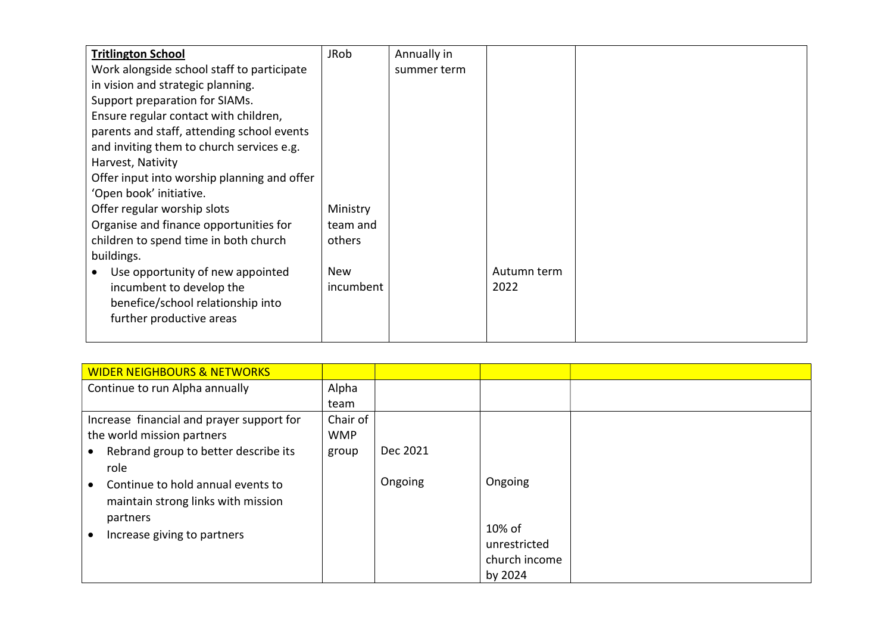| | | | | |
|---|---|---|---|---|
| **Tritlington School**<br>Work alongside school staff to participate in vision and strategic planning.<br>Support preparation for SIAMs.<br>Ensure regular contact with children, parents and staff, attending school events and inviting them to church services e.g. Harvest, Nativity<br>Offer input into worship planning and offer 'Open book' initiative.<br>Offer regular worship slots<br>Organise and finance opportunities for children to spend time in both church buildings.<br>• Use opportunity of new appointed incumbent to develop the benefice/school relationship into further productive areas | JRob<br><br><br><br><br><br><br><br><br>Ministry team and others<br><br>New incumbent | Annually in summer term | <br><br><br><br><br><br><br><br><br><br><br><br><br>Autumn term 2022 | |

| WIDER NEIGHBOURS & NETWORKS | | | | |
|---|---|---|---|---|
| Continue to run Alpha annually | Alpha team | | | |
| Increase financial and prayer support for the world mission partners<br>• Rebrand group to better describe its role<br>• Continue to hold annual events to maintain strong links with mission partners<br>• Increase giving to partners | Chair of WMP group | <br>Dec 2021<br><br>Ongoing | <br><br><br>Ongoing<br><br>10% of unrestricted church income by 2024 | |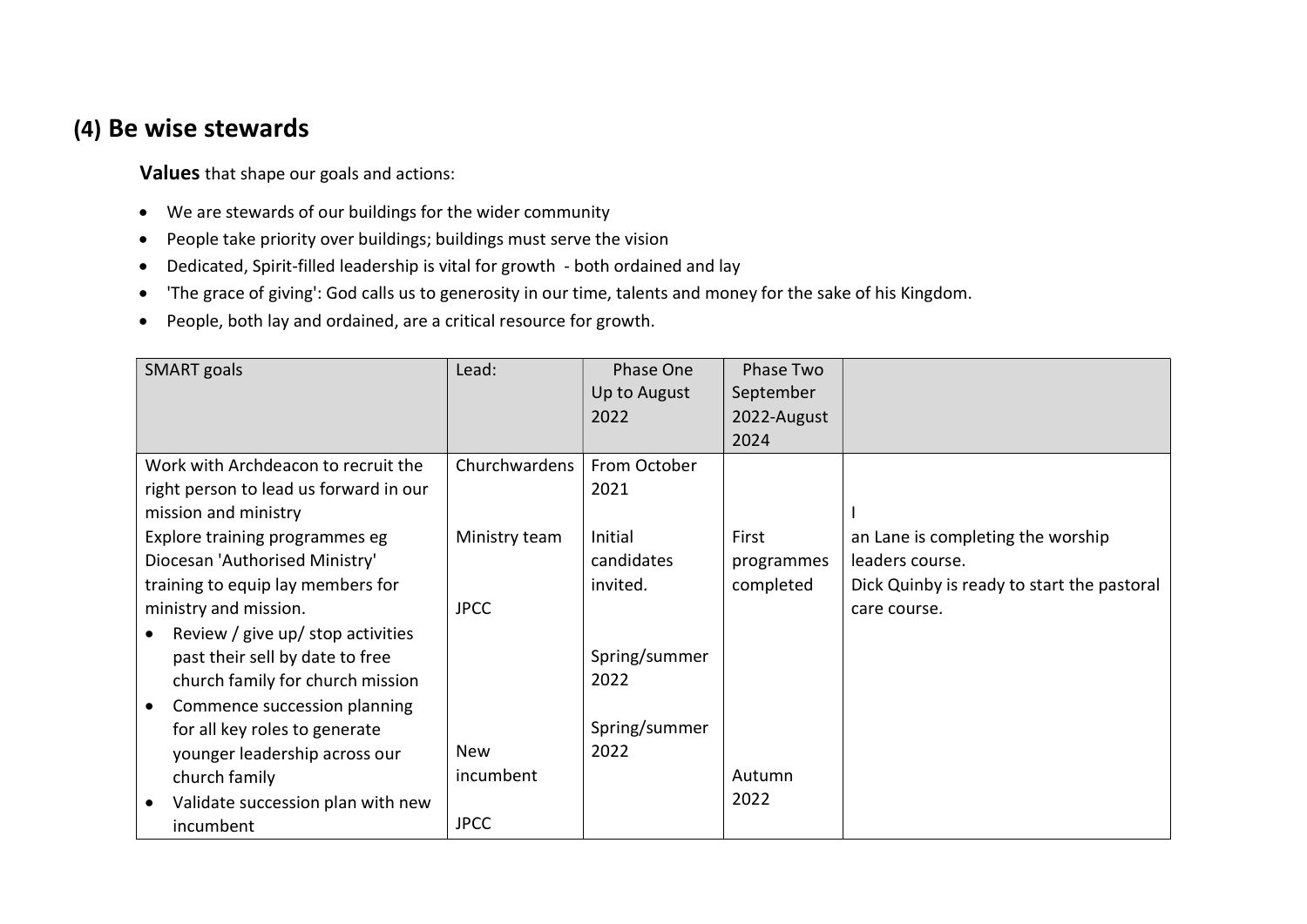## (4) Be wise stewards

**Values** that shape our goals and actions:

- We are stewards of our buildings for the wider community
- People take priority over buildings; buildings must serve the vision
- Dedicated, Spirit-filled leadership is vital for growth - both ordained and lay
- 'The grace of giving': God calls us to generosity in our time, talents and money for the sake of his Kingdom.
- People, both lay and ordained, are a critical resource for growth.

| SMART goals | Lead: | Phase One Up to August 2022 | Phase Two September 2022-August 2024 | |
|---|---|---|---|---|
| Work with Archdeacon to recruit the right person to lead us forward in our mission and ministry | Churchwardens | From October 2021 | | |
| Explore training programmes eg Diocesan 'Authorised Ministry' training to equip lay members for ministry and mission. | Ministry team | Initial candidates invited. | First programmes completed | Ian Lane is completing the worship leaders course. Dick Quinby is ready to start the pastoral care course. |
| • Review / give up/ stop activities past their sell by date to free church family for church mission | JPCC | Spring/summer 2022 | | |
| • Commence succession planning for all key roles to generate younger leadership across our church family | | Spring/summer 2022 | | |
| • Validate succession plan with new incumbent | New incumbent JPCC | | Autumn 2022 | |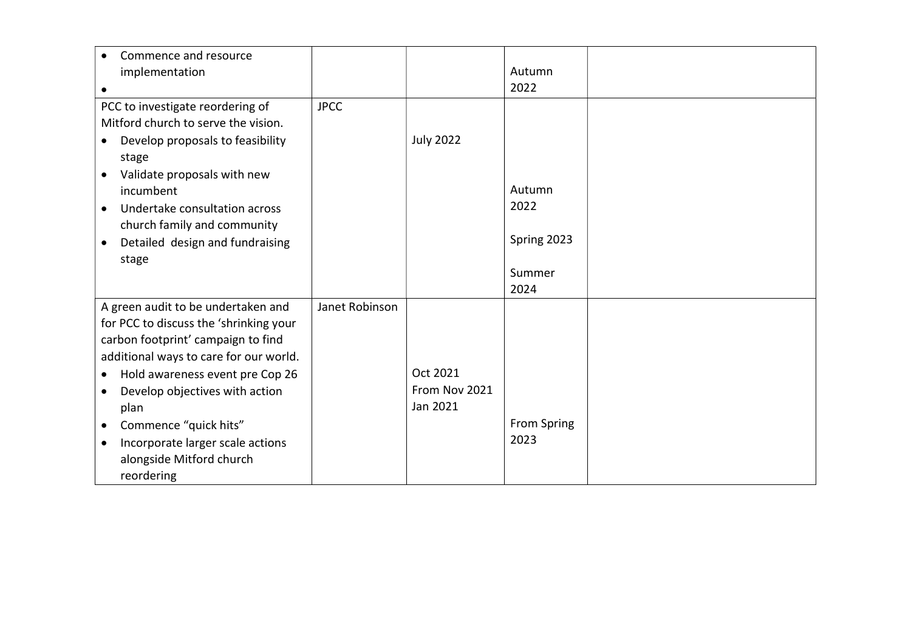| | | | | |
|---|---|---|---|---|
| • Commence and resource implementation<br>• | | | Autumn 2022 | |
| PCC to investigate reordering of Mitford church to serve the vision.<br>• Develop proposals to feasibility stage<br>• Validate proposals with new incumbent<br>• Undertake consultation across church family and community<br>• Detailed design and fundraising stage | JPCC | July 2022 | Autumn 2022<br><br>Spring 2023<br><br>Summer 2024 | |
| A green audit to be undertaken and for PCC to discuss the 'shrinking your carbon footprint' campaign to find additional ways to care for our world.<br>• Hold awareness event pre Cop 26<br>• Develop objectives with action plan<br>• Commence "quick hits"<br>• Incorporate larger scale actions alongside Mitford church reordering | Janet Robinson | Oct 2021<br>From Nov 2021<br>Jan 2021 | From Spring 2023 | |